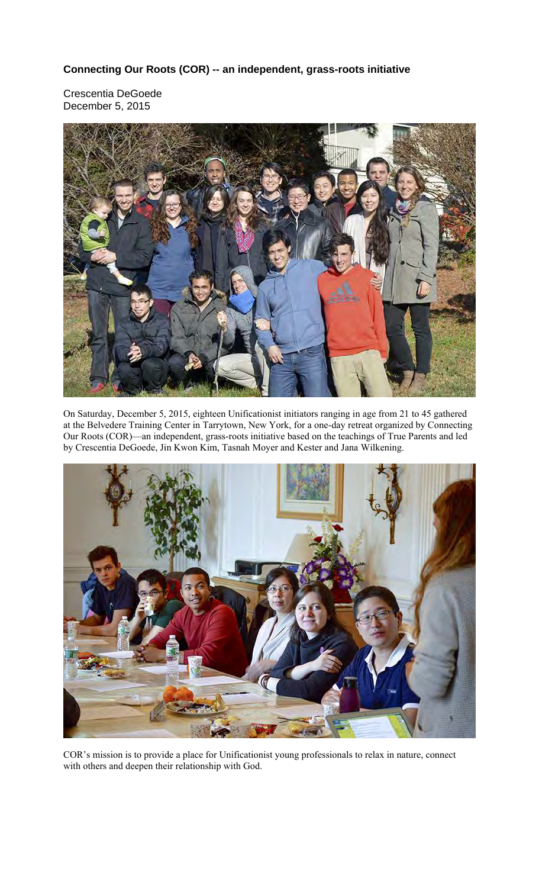**Connecting Our Roots (COR) -- an independent, grass-roots initiative**

Crescentia DeGoede
December 5, 2015

On Saturday, December 5, 2015, eighteen Unificationist initiators ranging in age from 21 to 45 gathered at the Belvedere Training Center in Tarrytown, New York, for a one-day retreat organized by Connecting Our Roots (COR)—an independent, grass-roots initiative based on the teachings of True Parents and led by Crescentia DeGoede, Jin Kwon Kim, Tasnah Moyer and Kester and Jana Wilkening.

COR's mission is to provide a place for Unificationist young professionals to relax in nature, connect with others and deepen their relationship with God.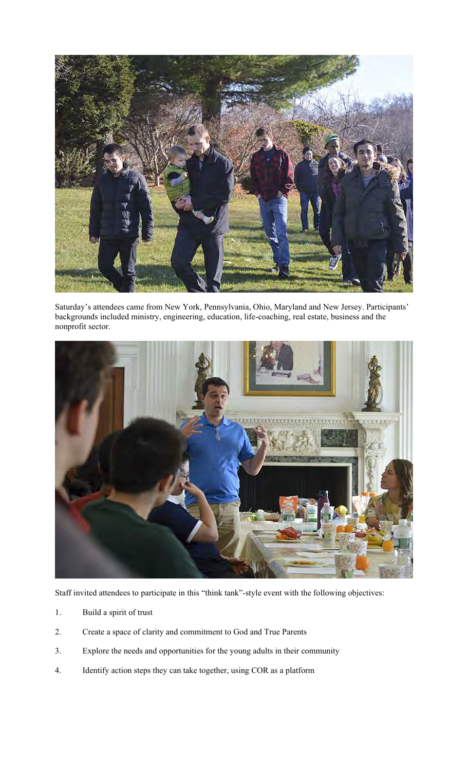Saturday's attendees came from New York, Pennsylvania, Ohio, Maryland and New Jersey. Participants' backgrounds included ministry, engineering, education, life-coaching, real estate, business and the nonprofit sector.

Staff invited attendees to participate in this "think tank"-style event with the following objectives:

1. Build a spirit of trust
2. Create a space of clarity and commitment to God and True Parents
3. Explore the needs and opportunities for the young adults in their community
4. Identify action steps they can take together, using COR as a platform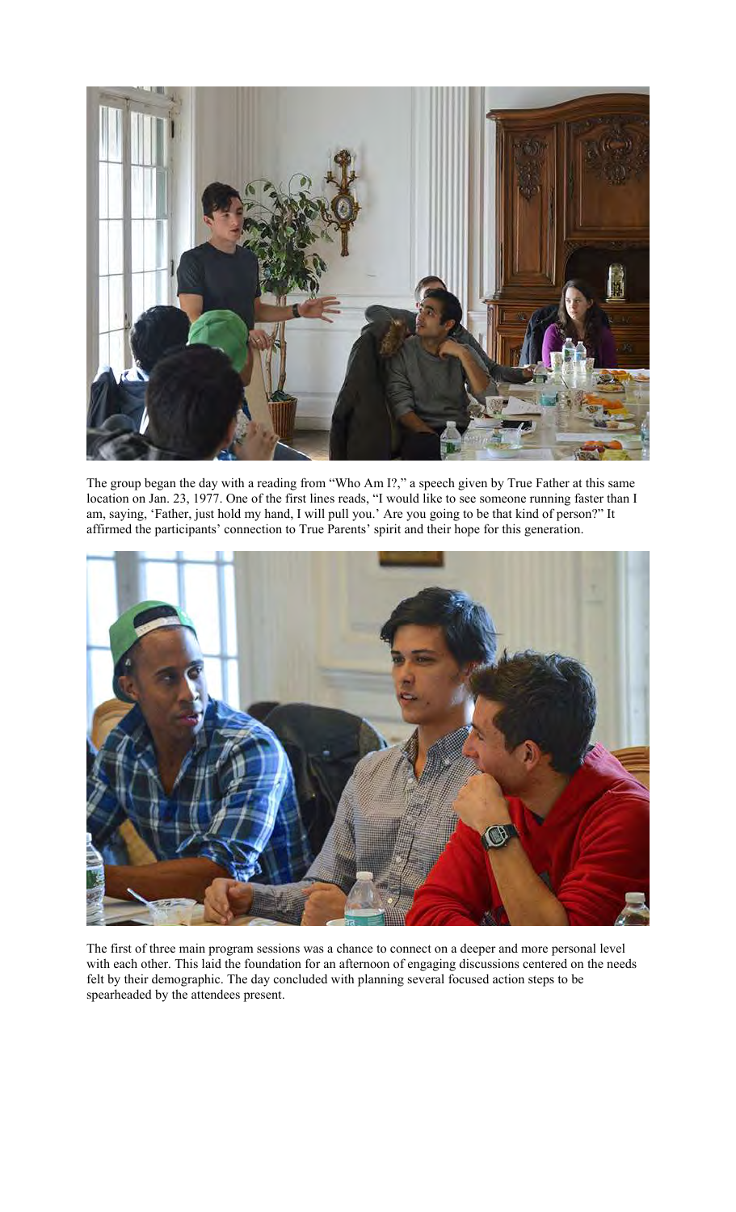The group began the day with a reading from "Who Am I?," a speech given by True Father at this same location on Jan. 23, 1977. One of the first lines reads, "I would like to see someone running faster than I am, saying, 'Father, just hold my hand, I will pull you.' Are you going to be that kind of person?" It affirmed the participants' connection to True Parents' spirit and their hope for this generation.

The first of three main program sessions was a chance to connect on a deeper and more personal level with each other. This laid the foundation for an afternoon of engaging discussions centered on the needs felt by their demographic. The day concluded with planning several focused action steps to be spearheaded by the attendees present.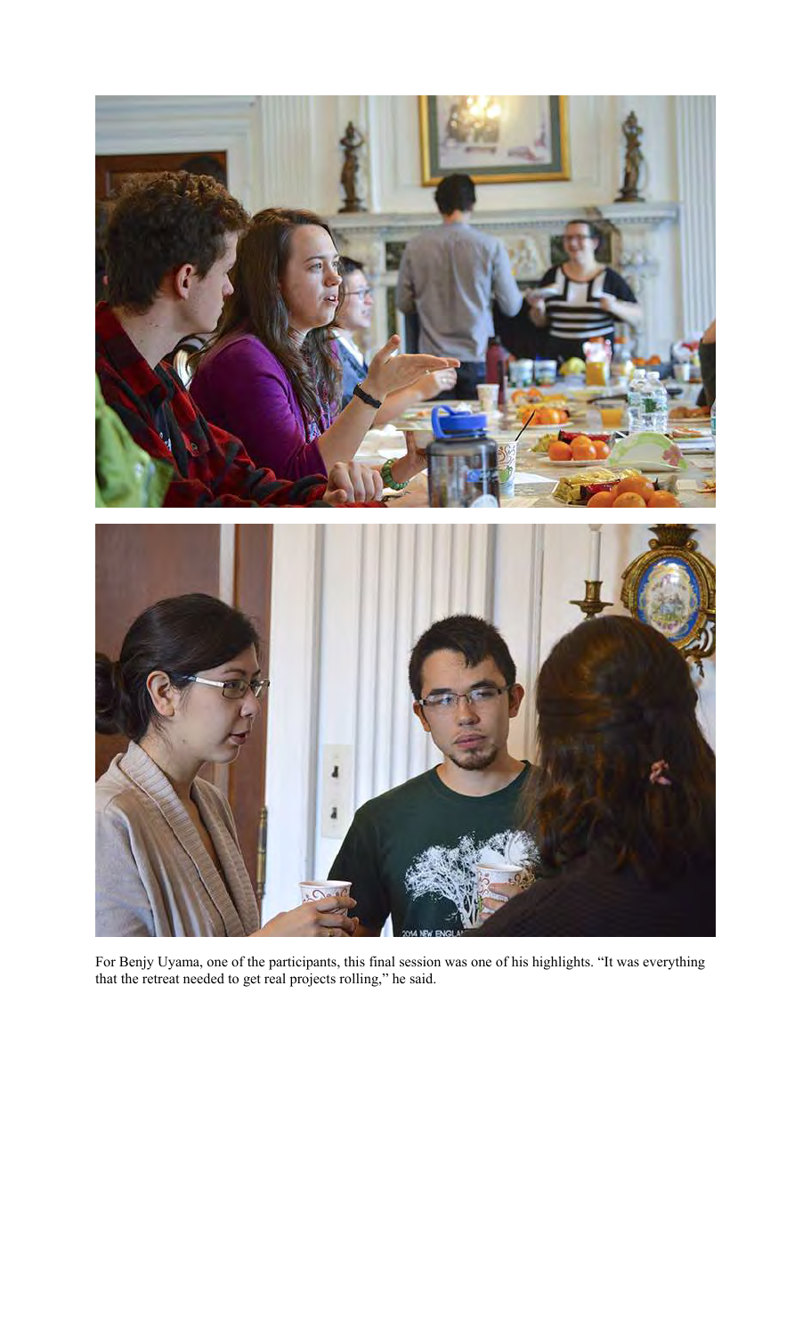For Benjy Uyama, one of the participants, this final session was one of his highlights. "It was everything that the retreat needed to get real projects rolling," he said.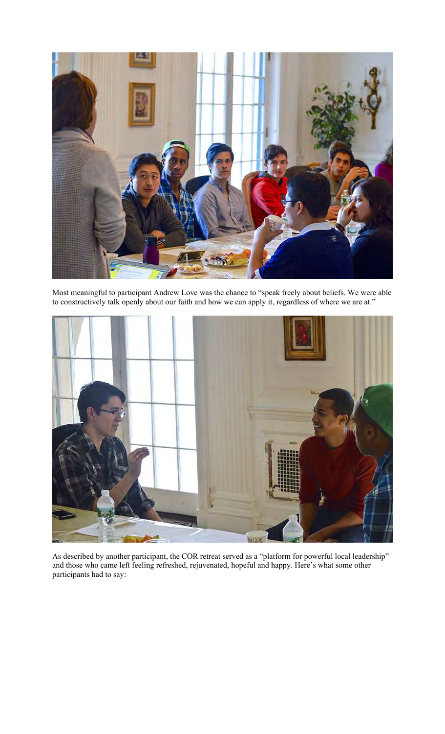Most meaningful to participant Andrew Love was the chance to "speak freely about beliefs. We were able to constructively talk openly about our faith and how we can apply it, regardless of where we are at."

As described by another participant, the COR retreat served as a "platform for powerful local leadership" and those who came left feeling refreshed, rejuvenated, hopeful and happy. Here's what some other participants had to say: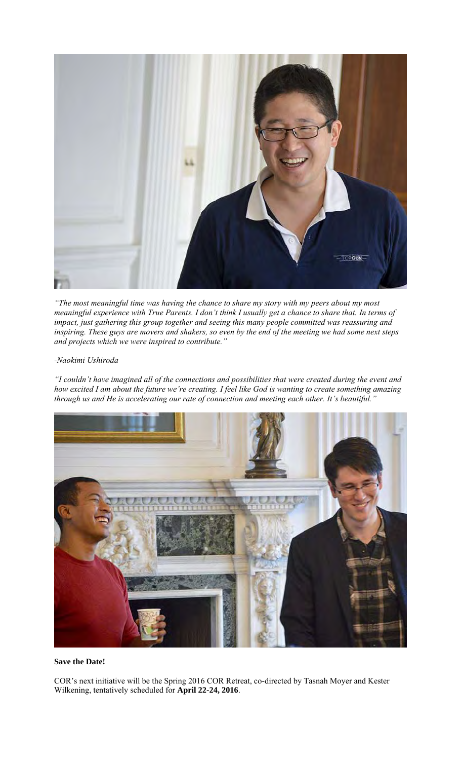*"The most meaningful time was having the chance to share my story with my peers about my most meaningful experience with True Parents. I don't think I usually get a chance to share that. In terms of impact, just gathering this group together and seeing this many people committed was reassuring and inspiring. These guys are movers and shakers, so even by the end of the meeting we had some next steps and projects which we were inspired to contribute."*

*-Naokimi Ushiroda*

*"I couldn't have imagined all of the connections and possibilities that were created during the event and how excited I am about the future we're creating. I feel like God is wanting to create something amazing through us and He is accelerating our rate of connection and meeting each other. It's beautiful."*

**Save the Date!**

COR's next initiative will be the Spring 2016 COR Retreat, co-directed by Tasnah Moyer and Kester Wilkening, tentatively scheduled for **April 22-24, 2016**.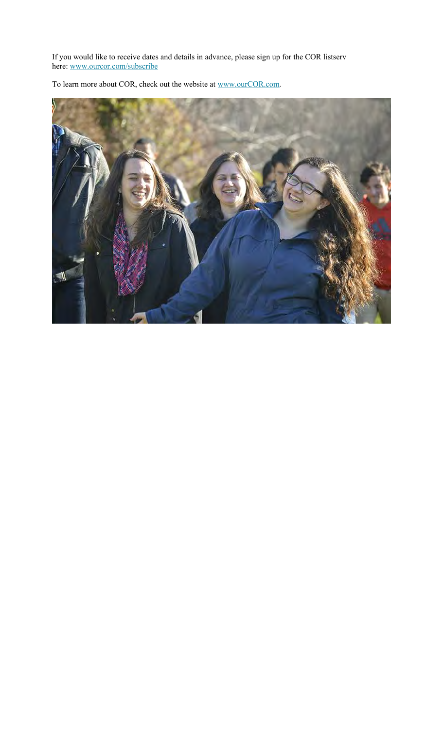If you would like to receive dates and details in advance, please sign up for the COR listserv here: [www.ourcor.com/subscribe](www.ourcor.com/subscribe)

To learn more about COR, check out the website at [www.ourCOR.com](www.ourCOR.com).